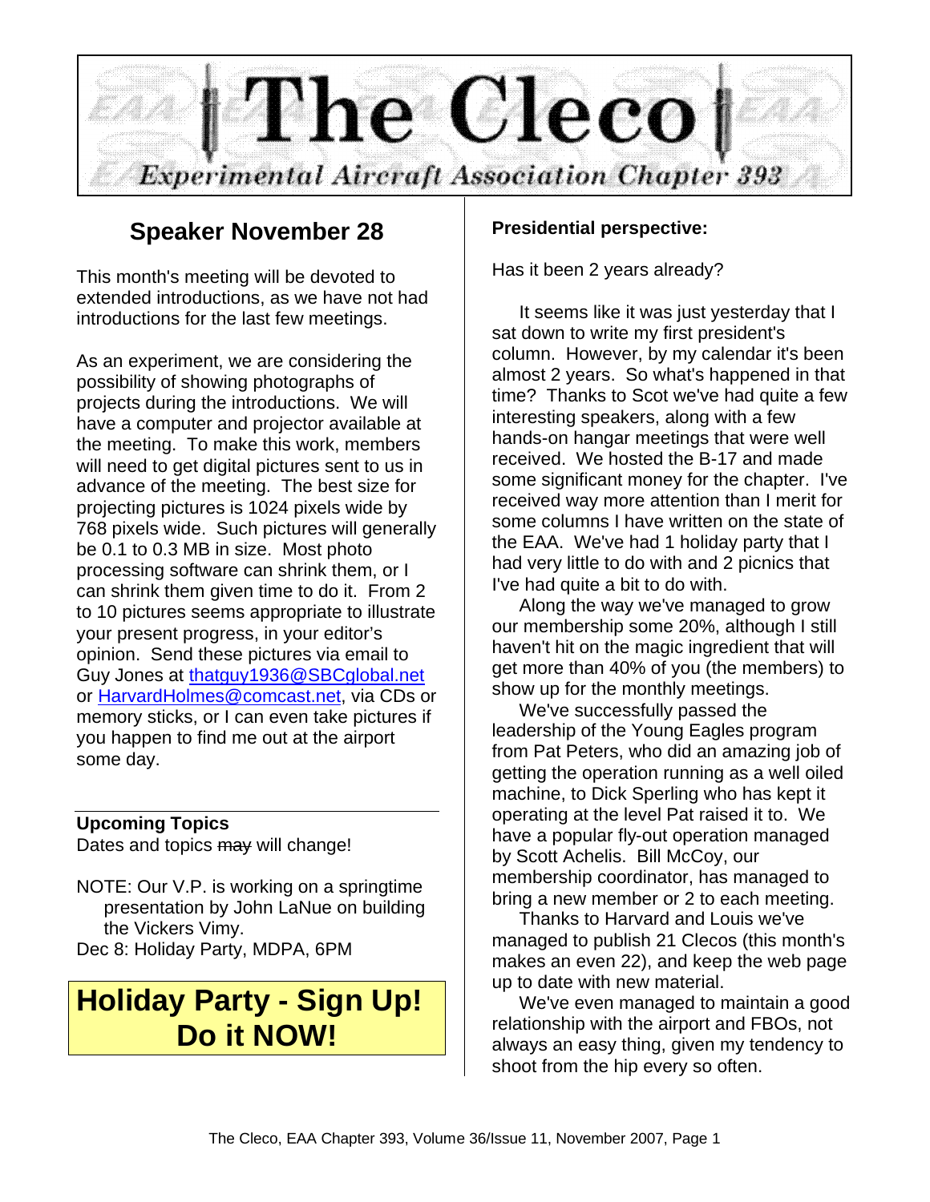# The Cleco

*Experimental Aircraft Association Chapter 393*

## Speaker November 28

This month's meeting will be devoted to extended introductions, as we have not had introductions for the last few meetings.

As an experiment, we are considering the possibility of showing photographs of projects during the introductions. We will have a computer and projector available at the meeting. To make this work, members will need to get digital pictures sent to us in advance of the meeting. The best size for projecting pictures is 1024 pixels wide by 768 pixels wide. Such pictures will generally be 0.1 to 0.3 MB in size. Most photo processing software can shrink them, or I can shrink them given time to do it. From 2 to 10 pictures seems appropriate to illustrate your present progress, in your editor's opinion. Send these pictures via email to Guy Jones at thatguy1936@SBCglobal.net or HarvardHolmes@comcast.net, via CDs or memory sticks, or I can even take pictures if you happen to find me out at the airport some day.

**Upcoming Topics**

Dates and topics ~~may~~ will change!

NOTE: Our V.P. is working on a springtime presentation by John LaNue on building the Vickers Vimy.

Dec 8: Holiday Party, MDPA, 6PM

## Holiday Party - Sign Up! Do it NOW!

**Presidential perspective:**

Has it been 2 years already?

It seems like it was just yesterday that I sat down to write my first president's column. However, by my calendar it's been almost 2 years. So what's happened in that time? Thanks to Scot we've had quite a few interesting speakers, along with a few hands-on hangar meetings that were well received. We hosted the B-17 and made some significant money for the chapter. I've received way more attention than I merit for some columns I have written on the state of the EAA. We've had 1 holiday party that I had very little to do with and 2 picnics that I've had quite a bit to do with.

Along the way we've managed to grow our membership some 20%, although I still haven't hit on the magic ingredient that will get more than 40% of you (the members) to show up for the monthly meetings.

We've successfully passed the leadership of the Young Eagles program from Pat Peters, who did an amazing job of getting the operation running as a well oiled machine, to Dick Sperling who has kept it operating at the level Pat raised it to. We have a popular fly-out operation managed by Scott Achelis. Bill McCoy, our membership coordinator, has managed to bring a new member or 2 to each meeting.

Thanks to Harvard and Louis we've managed to publish 21 Clecos (this month's makes an even 22), and keep the web page up to date with new material.

We've even managed to maintain a good relationship with the airport and FBOs, not always an easy thing, given my tendency to shoot from the hip every so often.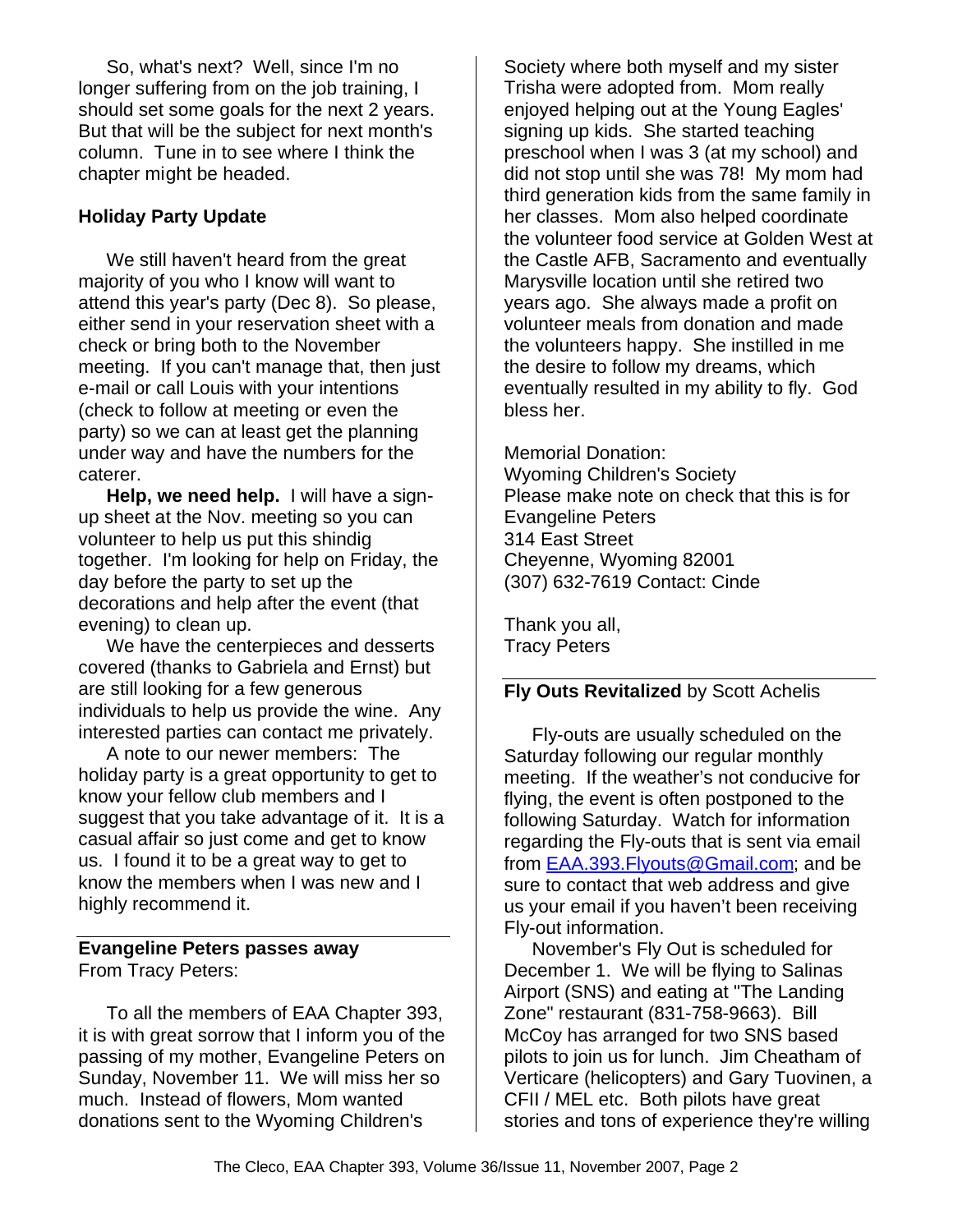So, what's next? Well, since I'm no longer suffering from on the job training, I should set some goals for the next 2 years. But that will be the subject for next month's column. Tune in to see where I think the chapter might be headed.

## Holiday Party Update

We still haven't heard from the great majority of you who I know will want to attend this year's party (Dec 8). So please, either send in your reservation sheet with a check or bring both to the November meeting. If you can't manage that, then just e-mail or call Louis with your intentions (check to follow at meeting or even the party) so we can at least get the planning under way and have the numbers for the caterer.

**Help, we need help.** I will have a sign-up sheet at the Nov. meeting so you can volunteer to help us put this shindig together. I'm looking for help on Friday, the day before the party to set up the decorations and help after the event (that evening) to clean up.

We have the centerpieces and desserts covered (thanks to Gabriela and Ernst) but are still looking for a few generous individuals to help us provide the wine. Any interested parties can contact me privately.

A note to our newer members: The holiday party is a great opportunity to get to know your fellow club members and I suggest that you take advantage of it. It is a casual affair so just come and get to know us. I found it to be a great way to get to know the members when I was new and I highly recommend it.

## Evangeline Peters passes away

From Tracy Peters:

To all the members of EAA Chapter 393, it is with great sorrow that I inform you of the passing of my mother, Evangeline Peters on Sunday, November 11. We will miss her so much. Instead of flowers, Mom wanted donations sent to the Wyoming Children's Society where both myself and my sister Trisha were adopted from. Mom really enjoyed helping out at the Young Eagles' signing up kids. She started teaching preschool when I was 3 (at my school) and did not stop until she was 78! My mom had third generation kids from the same family in her classes. Mom also helped coordinate the volunteer food service at Golden West at the Castle AFB, Sacramento and eventually Marysville location until she retired two years ago. She always made a profit on volunteer meals from donation and made the volunteers happy. She instilled in me the desire to follow my dreams, which eventually resulted in my ability to fly. God bless her.

Memorial Donation:
Wyoming Children's Society
Please make note on check that this is for Evangeline Peters
314 East Street
Cheyenne, Wyoming 82001
(307) 632-7619 Contact: Cinde

Thank you all,
Tracy Peters

## Fly Outs Revitalized by Scott Achelis

Fly-outs are usually scheduled on the Saturday following our regular monthly meeting. If the weather's not conducive for flying, the event is often postponed to the following Saturday. Watch for information regarding the Fly-outs that is sent via email from EAA.393.Flyouts@Gmail.com; and be sure to contact that web address and give us your email if you haven't been receiving Fly-out information.

November's Fly Out is scheduled for December 1. We will be flying to Salinas Airport (SNS) and eating at "The Landing Zone" restaurant (831-758-9663). Bill McCoy has arranged for two SNS based pilots to join us for lunch. Jim Cheatham of Verticare (helicopters) and Gary Tuovinen, a CFII / MEL etc. Both pilots have great stories and tons of experience they're willing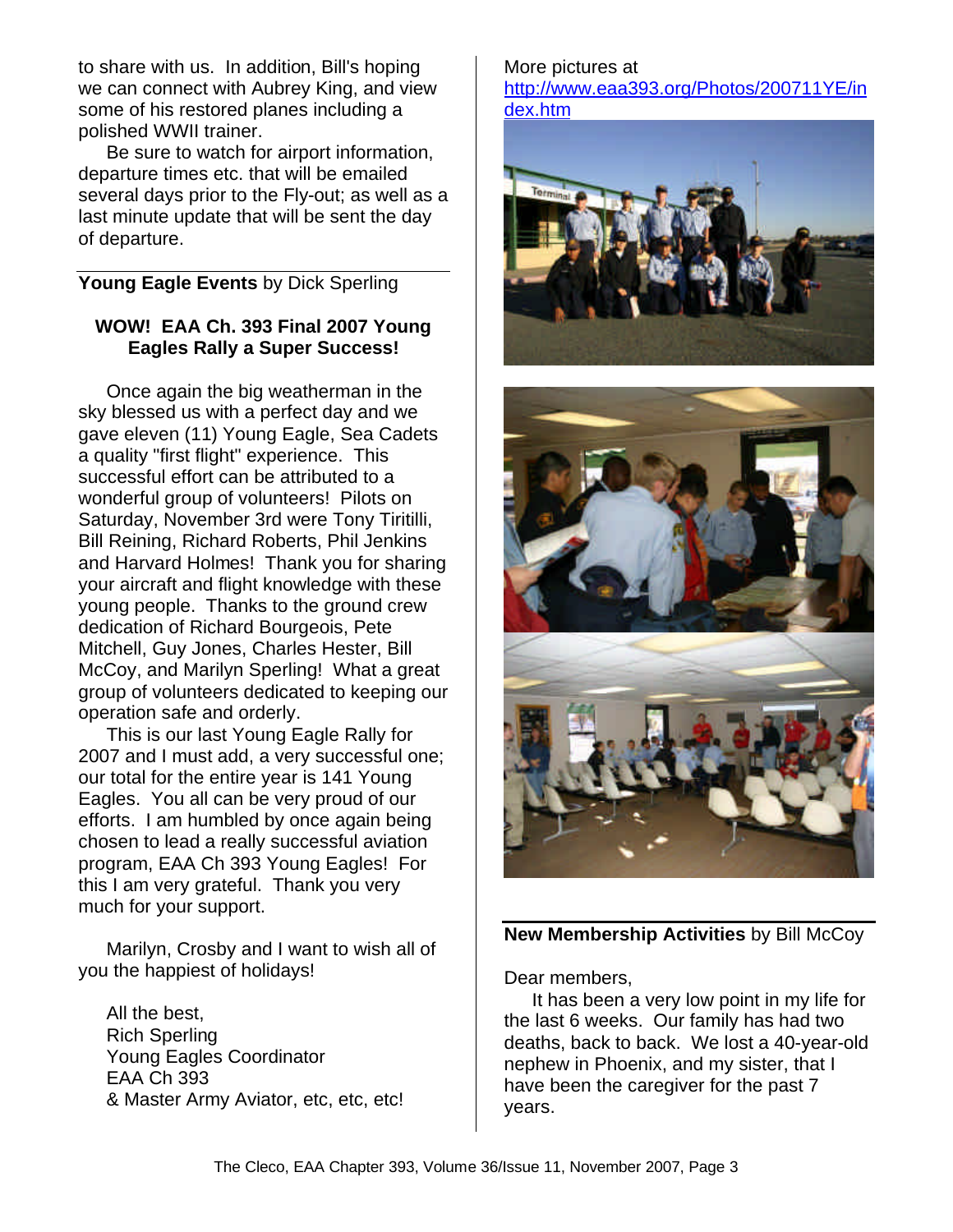to share with us. In addition, Bill's hoping we can connect with Aubrey King, and view some of his restored planes including a polished WWII trainer.

Be sure to watch for airport information, departure times etc. that will be emailed several days prior to the Fly-out; as well as a last minute update that will be sent the day of departure.

## **Young Eagle Events** by Dick Sperling

### WOW! EAA Ch. 393 Final 2007 Young Eagles Rally a Super Success!

Once again the big weatherman in the sky blessed us with a perfect day and we gave eleven (11) Young Eagle, Sea Cadets a quality "first flight" experience. This successful effort can be attributed to a wonderful group of volunteers! Pilots on Saturday, November 3rd were Tony Tiritilli, Bill Reining, Richard Roberts, Phil Jenkins and Harvard Holmes! Thank you for sharing your aircraft and flight knowledge with these young people. Thanks to the ground crew dedication of Richard Bourgeois, Pete Mitchell, Guy Jones, Charles Hester, Bill McCoy, and Marilyn Sperling! What a great group of volunteers dedicated to keeping our operation safe and orderly.

This is our last Young Eagle Rally for 2007 and I must add, a very successful one; our total for the entire year is 141 Young Eagles. You all can be very proud of our efforts. I am humbled by once again being chosen to lead a really successful aviation program, EAA Ch 393 Young Eagles! For this I am very grateful. Thank you very much for your support.

Marilyn, Crosby and I want to wish all of you the happiest of holidays!

All the best,
Rich Sperling
Young Eagles Coordinator
EAA Ch 393
& Master Army Aviator, etc, etc, etc!

More pictures at
http://www.eaa393.org/Photos/200711YE/index.htm

## **New Membership Activities** by Bill McCoy

Dear members,

It has been a very low point in my life for the last 6 weeks. Our family has had two deaths, back to back. We lost a 40-year-old nephew in Phoenix, and my sister, that I have been the caregiver for the past 7 years.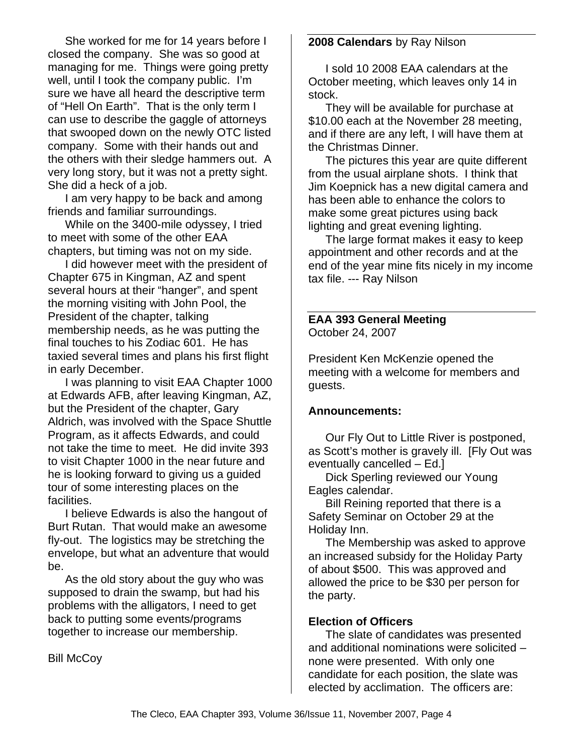She worked for me for 14 years before I closed the company. She was so good at managing for me. Things were going pretty well, until I took the company public. I'm sure we have all heard the descriptive term of "Hell On Earth". That is the only term I can use to describe the gaggle of attorneys that swooped down on the newly OTC listed company. Some with their hands out and the others with their sledge hammers out. A very long story, but it was not a pretty sight. She did a heck of a job.

I am very happy to be back and among friends and familiar surroundings.

While on the 3400-mile odyssey, I tried to meet with some of the other EAA chapters, but timing was not on my side.

I did however meet with the president of Chapter 675 in Kingman, AZ and spent several hours at their "hanger", and spent the morning visiting with John Pool, the President of the chapter, talking membership needs, as he was putting the final touches to his Zodiac 601. He has taxied several times and plans his first flight in early December.

I was planning to visit EAA Chapter 1000 at Edwards AFB, after leaving Kingman, AZ, but the President of the chapter, Gary Aldrich, was involved with the Space Shuttle Program, as it affects Edwards, and could not take the time to meet. He did invite 393 to visit Chapter 1000 in the near future and he is looking forward to giving us a guided tour of some interesting places on the facilities.

I believe Edwards is also the hangout of Burt Rutan. That would make an awesome fly-out. The logistics may be stretching the envelope, but what an adventure that would be.

As the old story about the guy who was supposed to drain the swamp, but had his problems with the alligators, I need to get back to putting some events/programs together to increase our membership.

Bill McCoy

**2008 Calendars** by Ray Nilson

I sold 10 2008 EAA calendars at the October meeting, which leaves only 14 in stock.

They will be available for purchase at $10.00 each at the November 28 meeting, and if there are any left, I will have them at the Christmas Dinner.

The pictures this year are quite different from the usual airplane shots. I think that Jim Koepnick has a new digital camera and has been able to enhance the colors to make some great pictures using back lighting and great evening lighting.

The large format makes it easy to keep appointment and other records and at the end of the year mine fits nicely in my income tax file. --- Ray Nilson

**EAA 393 General Meeting**
October 24, 2007

President Ken McKenzie opened the meeting with a welcome for members and guests.

**Announcements:**

Our Fly Out to Little River is postponed, as Scott's mother is gravely ill. [Fly Out was eventually cancelled – Ed.]

Dick Sperling reviewed our Young Eagles calendar.

Bill Reining reported that there is a Safety Seminar on October 29 at the Holiday Inn.

The Membership was asked to approve an increased subsidy for the Holiday Party of about $500. This was approved and allowed the price to be $30 per person for the party.

**Election of Officers**

The slate of candidates was presented and additional nominations were solicited – none were presented. With only one candidate for each position, the slate was elected by acclimation. The officers are: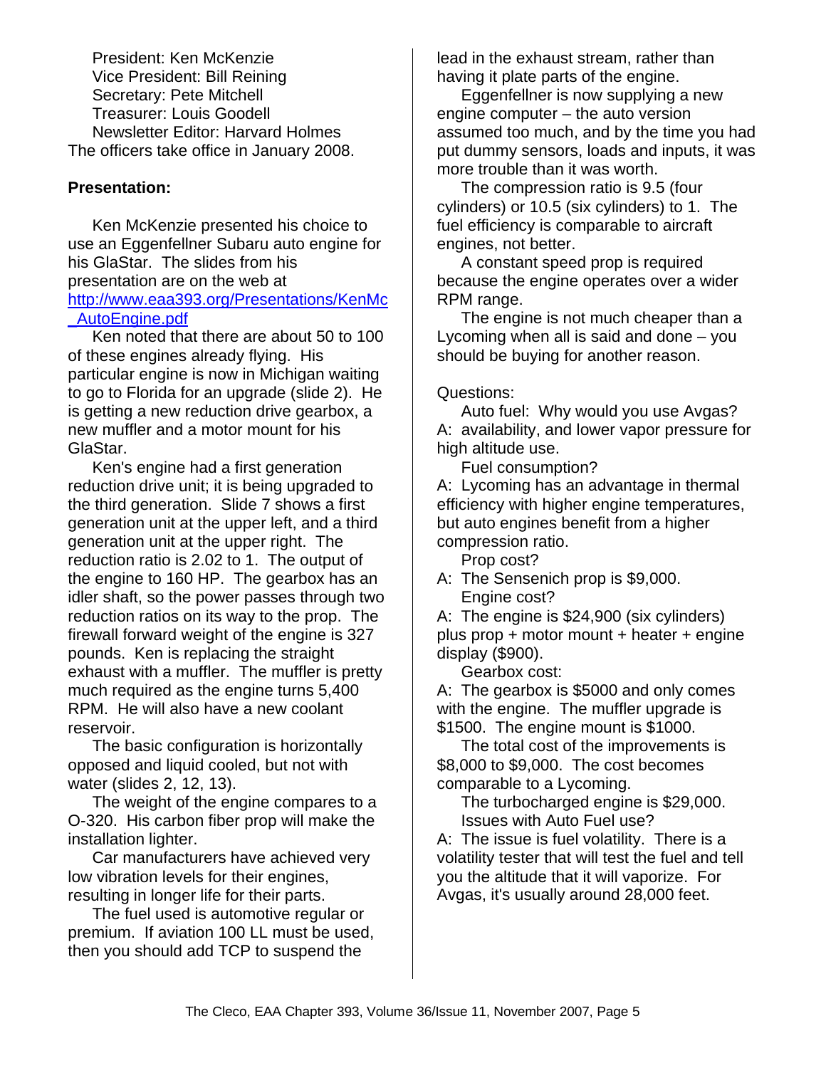President: Ken McKenzie
Vice President: Bill Reining
Secretary: Pete Mitchell
Treasurer: Louis Goodell
Newsletter Editor: Harvard Holmes
The officers take office in January 2008.

**Presentation:**

Ken McKenzie presented his choice to use an Eggenfellner Subaru auto engine for his GlaStar. The slides from his presentation are on the web at http://www.eaa393.org/Presentations/KenMc_AutoEngine.pdf

Ken noted that there are about 50 to 100 of these engines already flying. His particular engine is now in Michigan waiting to go to Florida for an upgrade (slide 2). He is getting a new reduction drive gearbox, a new muffler and a motor mount for his GlaStar.

Ken's engine had a first generation reduction drive unit; it is being upgraded to the third generation. Slide 7 shows a first generation unit at the upper left, and a third generation unit at the upper right. The reduction ratio is 2.02 to 1. The output of the engine to 160 HP. The gearbox has an idler shaft, so the power passes through two reduction ratios on its way to the prop. The firewall forward weight of the engine is 327 pounds. Ken is replacing the straight exhaust with a muffler. The muffler is pretty much required as the engine turns 5,400 RPM. He will also have a new coolant reservoir.

The basic configuration is horizontally opposed and liquid cooled, but not with water (slides 2, 12, 13).

The weight of the engine compares to a O-320. His carbon fiber prop will make the installation lighter.

Car manufacturers have achieved very low vibration levels for their engines, resulting in longer life for their parts.

The fuel used is automotive regular or premium. If aviation 100 LL must be used, then you should add TCP to suspend the lead in the exhaust stream, rather than having it plate parts of the engine.

Eggenfellner is now supplying a new engine computer – the auto version assumed too much, and by the time you had put dummy sensors, loads and inputs, it was more trouble than it was worth.

The compression ratio is 9.5 (four cylinders) or 10.5 (six cylinders) to 1. The fuel efficiency is comparable to aircraft engines, not better.

A constant speed prop is required because the engine operates over a wider RPM range.

The engine is not much cheaper than a Lycoming when all is said and done – you should be buying for another reason.

Questions:

Auto fuel: Why would you use Avgas?
A: availability, and lower vapor pressure for high altitude use.

Fuel consumption?
A: Lycoming has an advantage in thermal efficiency with higher engine temperatures, but auto engines benefit from a higher compression ratio.

Prop cost?
A: The Sensenich prop is $9,000.

Engine cost?
A: The engine is $24,900 (six cylinders) plus prop + motor mount + heater + engine display ($900).

Gearbox cost:
A: The gearbox is $5000 and only comes with the engine. The muffler upgrade is $1500. The engine mount is $1000.

The total cost of the improvements is $8,000 to $9,000. The cost becomes comparable to a Lycoming.

The turbocharged engine is $29,000.

Issues with Auto Fuel use?
A: The issue is fuel volatility. There is a volatility tester that will test the fuel and tell you the altitude that it will vaporize. For Avgas, it's usually around 28,000 feet.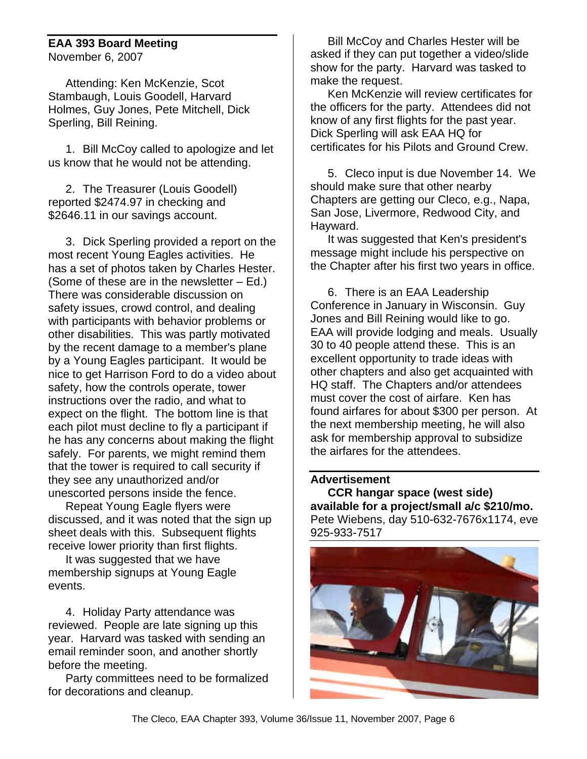## EAA 393 Board Meeting

November 6, 2007

Attending: Ken McKenzie, Scot Stambaugh, Louis Goodell, Harvard Holmes, Guy Jones, Pete Mitchell, Dick Sperling, Bill Reining.

1. Bill McCoy called to apologize and let us know that he would not be attending.

2. The Treasurer (Louis Goodell) reported $2474.97 in checking and $2646.11 in our savings account.

3. Dick Sperling provided a report on the most recent Young Eagles activities. He has a set of photos taken by Charles Hester. (Some of these are in the newsletter – Ed.) There was considerable discussion on safety issues, crowd control, and dealing with participants with behavior problems or other disabilities. This was partly motivated by the recent damage to a member's plane by a Young Eagles participant. It would be nice to get Harrison Ford to do a video about safety, how the controls operate, tower instructions over the radio, and what to expect on the flight. The bottom line is that each pilot must decline to fly a participant if he has any concerns about making the flight safely. For parents, we might remind them that the tower is required to call security if they see any unauthorized and/or unescorted persons inside the fence.

Repeat Young Eagle flyers were discussed, and it was noted that the sign up sheet deals with this. Subsequent flights receive lower priority than first flights.

It was suggested that we have membership signups at Young Eagle events.

4. Holiday Party attendance was reviewed. People are late signing up this year. Harvard was tasked with sending an email reminder soon, and another shortly before the meeting.

Party committees need to be formalized for decorations and cleanup.

Bill McCoy and Charles Hester will be asked if they can put together a video/slide show for the party. Harvard was tasked to make the request.

Ken McKenzie will review certificates for the officers for the party. Attendees did not know of any first flights for the past year. Dick Sperling will ask EAA HQ for certificates for his Pilots and Ground Crew.

5. Cleco input is due November 14. We should make sure that other nearby Chapters are getting our Cleco, e.g., Napa, San Jose, Livermore, Redwood City, and Hayward.

It was suggested that Ken's president's message might include his perspective on the Chapter after his first two years in office.

6. There is an EAA Leadership Conference in January in Wisconsin. Guy Jones and Bill Reining would like to go. EAA will provide lodging and meals. Usually 30 to 40 people attend these. This is an excellent opportunity to trade ideas with other chapters and also get acquainted with HQ staff. The Chapters and/or attendees must cover the cost of airfare. Ken has found airfares for about $300 per person. At the next membership meeting, he will also ask for membership approval to subsidize the airfares for the attendees.

## Advertisement

**CCR hangar space (west side) available for a project/small a/c $210/mo.** Pete Wiebens, day 510-632-7676x1174, eve 925-933-7517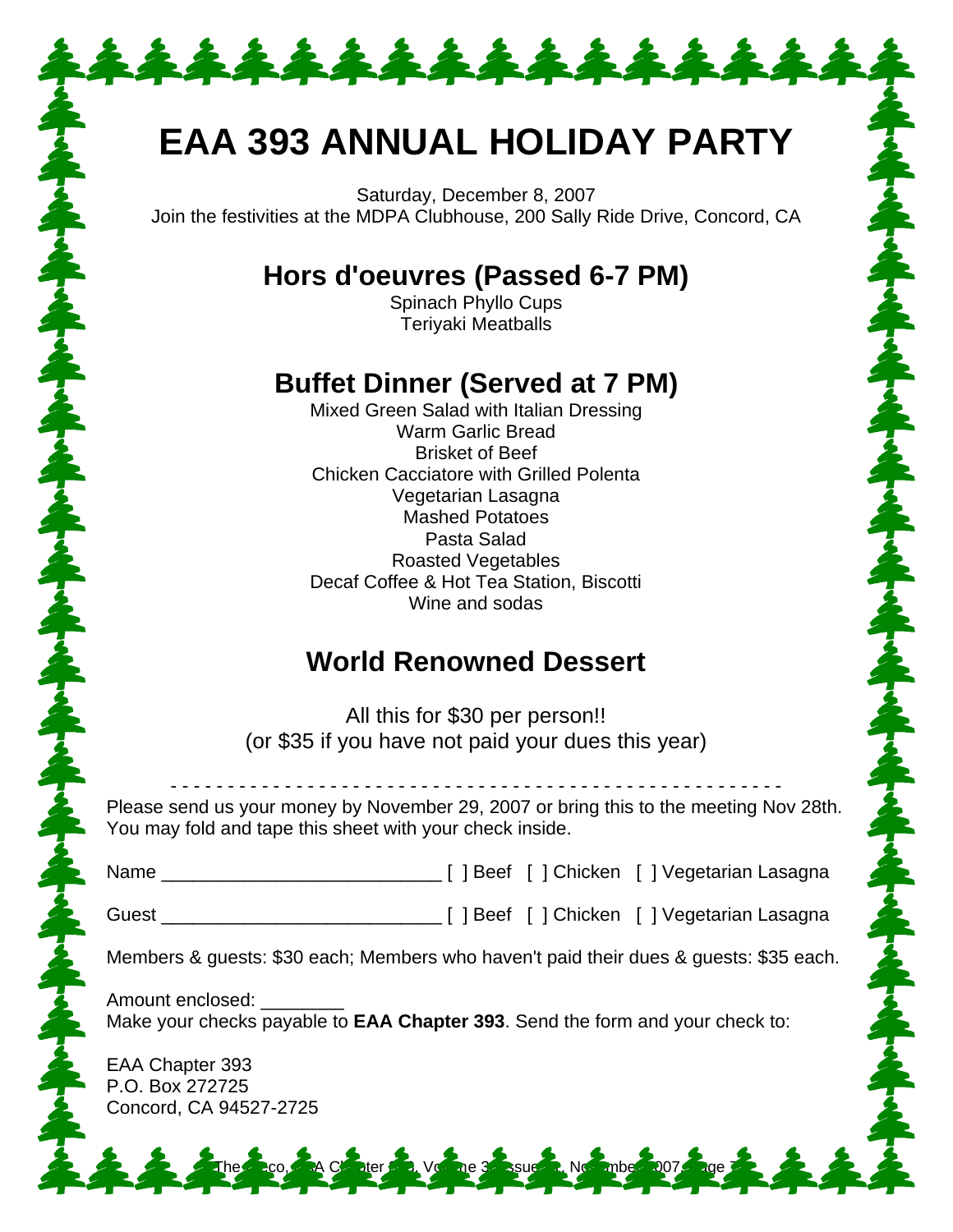# EAA 393 ANNUAL HOLIDAY PARTY

Saturday, December 8, 2007
Join the festivities at the MDPA Clubhouse, 200 Sally Ride Drive, Concord, CA

## Hors d'oeuvres (Passed 6-7 PM)

Spinach Phyllo Cups
Teriyaki Meatballs

## Buffet Dinner (Served at 7 PM)

Mixed Green Salad with Italian Dressing
Warm Garlic Bread
Brisket of Beef
Chicken Cacciatore with Grilled Polenta
Vegetarian Lasagna
Mashed Potatoes
Pasta Salad
Roasted Vegetables
Decaf Coffee & Hot Tea Station, Biscotti
Wine and sodas

## World Renowned Dessert

All this for $30 per person!!
(or $35 if you have not paid your dues this year)

- - - - - - - - - - - - - - - - - - - - - - - - - - - - - - - - - - - - - - - - - - - - - - - - - - - - -

Please send us your money by November 29, 2007 or bring this to the meeting Nov 28th. You may fold and tape this sheet with your check inside.

Name ___________________________ [ ] Beef [ ] Chicken [ ] Vegetarian Lasagna

Guest ___________________________ [ ] Beef [ ] Chicken [ ] Vegetarian Lasagna

Members & guests: $30 each; Members who haven't paid their dues & guests: $35 each.

Amount enclosed: ________
Make your checks payable to **EAA Chapter 393**. Send the form and your check to:

EAA Chapter 393
P.O. Box 272725
Concord, CA 94527-2725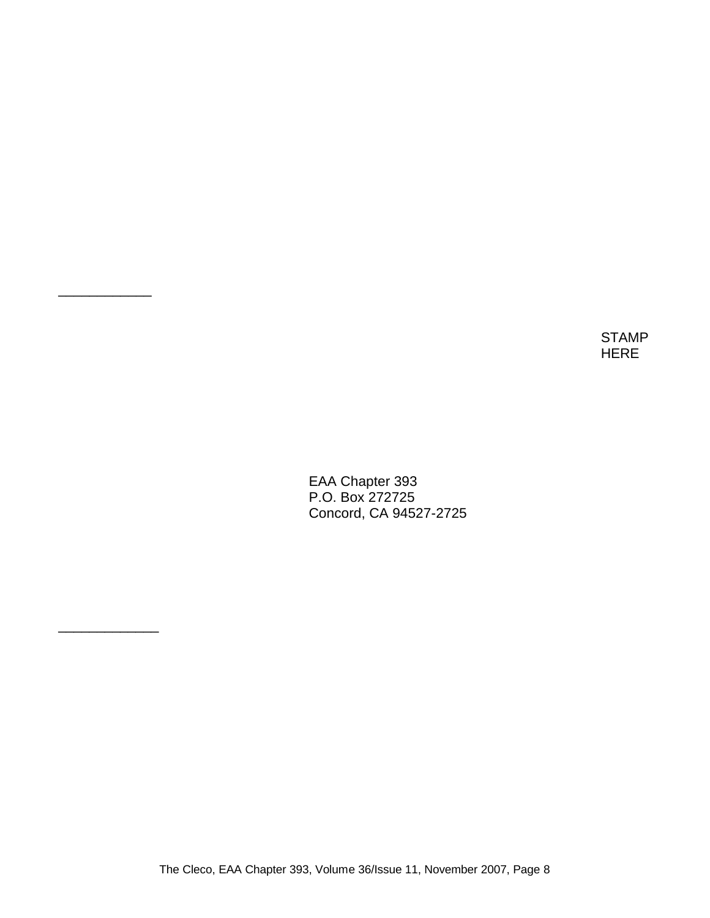____________

STAMP
HERE

EAA Chapter 393
P.O. Box 272725
Concord, CA 94527-2725

_____________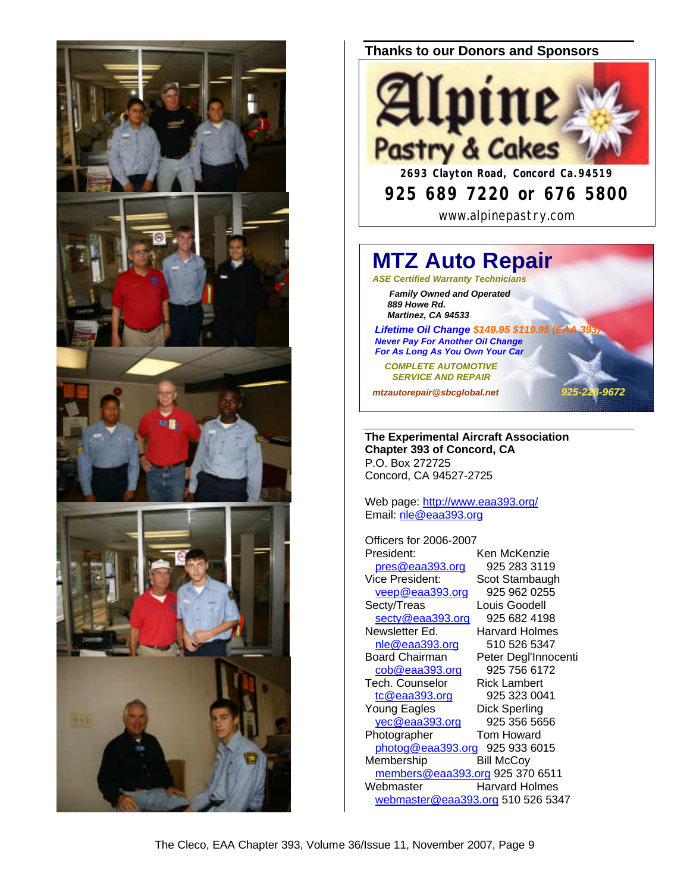## Thanks to our Donors and Sponsors

**Alpine Pastry & Cakes**
2693 Clayton Road, Concord Ca.94519
**925 689 7220 or 676 5800**
www.alpinepastry.com

**MTZ Auto Repair**
*ASE Certified Warranty Technicians*

***Family Owned and Operated***
***889 Howe Rd.***
***Martinez, CA 94533***

***Lifetime Oil Change ~~$149.95~~ $119.95 (EAA 393)***
***Never Pay For Another Oil Change***
***For As Long As You Own Your Car***

***COMPLETE AUTOMOTIVE SERVICE AND REPAIR***

*mtzautorepair@sbcglobal.net* *925-228-9672*

**The Experimental Aircraft Association**
**Chapter 393 of Concord, CA**
P.O. Box 272725
Concord, CA 94527-2725

Web page: http://www.eaa393.org/
Email: nle@eaa393.org

Officers for 2006-2007

| | |
|---|---|
| President: pres@eaa393.org | Ken McKenzie 925 283 3119 |
| Vice President: veep@eaa393.org | Scot Stambaugh 925 962 0255 |
| Secty/Treas secty@eaa393.org | Louis Goodell 925 682 4198 |
| Newsletter Ed. nle@eaa393.org | Harvard Holmes 510 526 5347 |
| Board Chairman cob@eaa393.org | Peter Degl'Innocenti 925 756 6172 |
| Tech. Counselor tc@eaa393.org | Rick Lambert 925 323 0041 |
| Young Eagles yec@eaa393.org | Dick Sperling 925 356 5656 |
| Photographer photog@eaa393.org | Tom Howard 925 933 6015 |
| Membership members@eaa393.org | Bill McCoy 925 370 6511 |
| Webmaster webmaster@eaa393.org | Harvard Holmes 510 526 5347 |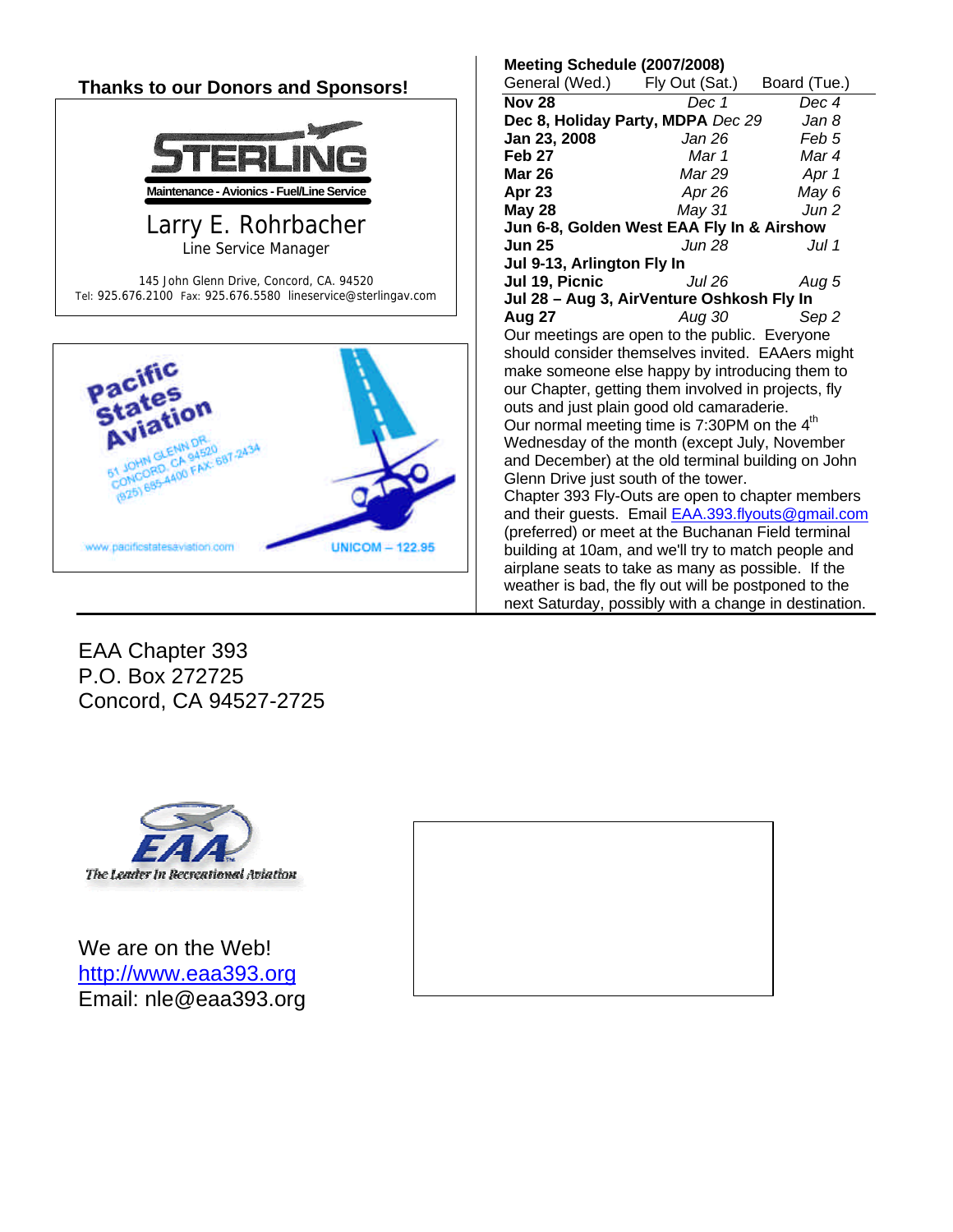## Thanks to our Donors and Sponsors!

STERLING

Maintenance - Avionics - Fuel/Line Service

Larry E. Rohrbacher
Line Service Manager

145 John Glenn Drive, Concord, CA. 94520
Tel: 925.676.2100 Fax: 925.676.5580 lineservice@sterlingav.com

Pacific States Aviation
51 JOHN GLENN DR.
CONCORD, CA 94520
(925) 685-4400 FAX: 687-2434
www.pacificstatesaviation.com
UNICOM – 122.95

## Meeting Schedule (2007/2008)

| General (Wed.) | Fly Out (Sat.) | Board (Tue.) |
|---|---|---|
| **Nov 28** | *Dec 1* | *Dec 4* |
| **Dec 8, Holiday Party, MDPA** | *Dec 29* | *Jan 8* |
| **Jan 23, 2008** | *Jan 26* | *Feb 5* |
| **Feb 27** | *Mar 1* | *Mar 4* |
| **Mar 26** | *Mar 29* | *Apr 1* |
| **Apr 23** | *Apr 26* | *May 6* |
| **May 28** | *May 31* | *Jun 2* |
| **Jun 6-8, Golden West EAA Fly In & Airshow** | | |
| **Jun 25** | *Jun 28* | *Jul 1* |
| **Jul 9-13, Arlington Fly In** | | |
| **Jul 19, Picnic** | *Jul 26* | *Aug 5* |
| **Jul 28 – Aug 3, AirVenture Oshkosh Fly In** | | |
| **Aug 27** | *Aug 30* | *Sep 2* |

Our meetings are open to the public. Everyone should consider themselves invited. EAAers might make someone else happy by introducing them to our Chapter, getting them involved in projects, fly outs and just plain good old camaraderie.

Our normal meeting time is 7:30PM on the 4th Wednesday of the month (except July, November and December) at the old terminal building on John Glenn Drive just south of the tower.

Chapter 393 Fly-Outs are open to chapter members and their guests. Email EAA.393.flyouts@gmail.com (preferred) or meet at the Buchanan Field terminal building at 10am, and we'll try to match people and airplane seats to take as many as possible. If the weather is bad, the fly out will be postponed to the next Saturday, possibly with a change in destination.

EAA Chapter 393
P.O. Box 272725
Concord, CA 94527-2725

EAA
The Leader In Recreational Aviation

We are on the Web!
http://www.eaa393.org
Email: nle@eaa393.org